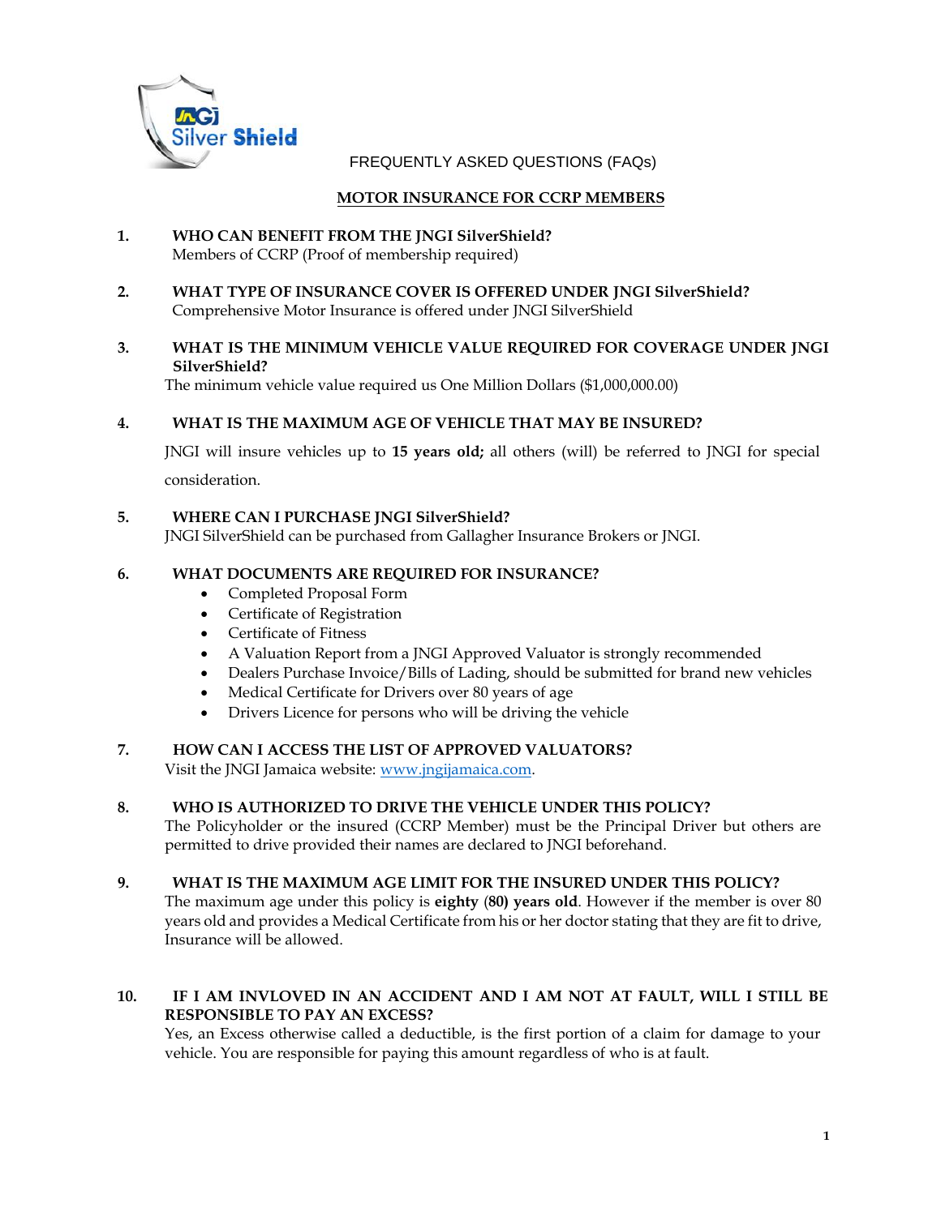FREQUENTLY ASKED QUESTIONS (FAQs)

## MOTOR INSURANCE FOR CCRP MEMBERS

**1. WHO CAN BENEFIT FROM THE JNGI SilverShield?**
Members of CCRP (Proof of membership required)

**2. WHAT TYPE OF INSURANCE COVER IS OFFERED UNDER JNGI SilverShield?**
Comprehensive Motor Insurance is offered under JNGI SilverShield

**3. WHAT IS THE MINIMUM VEHICLE VALUE REQUIRED FOR COVERAGE UNDER JNGI SilverShield?**
The minimum vehicle value required us One Million Dollars ($1,000,000.00)

**4. WHAT IS THE MAXIMUM AGE OF VEHICLE THAT MAY BE INSURED?**

JNGI will insure vehicles up to **15 years old;** all others (will) be referred to JNGI for special consideration.

**5. WHERE CAN I PURCHASE JNGI SilverShield?**
JNGI SilverShield can be purchased from Gallagher Insurance Brokers or JNGI.

**6. WHAT DOCUMENTS ARE REQUIRED FOR INSURANCE?**

- Completed Proposal Form
- Certificate of Registration
- Certificate of Fitness
- A Valuation Report from a JNGI Approved Valuator is strongly recommended
- Dealers Purchase Invoice/Bills of Lading, should be submitted for brand new vehicles
- Medical Certificate for Drivers over 80 years of age
- Drivers Licence for persons who will be driving the vehicle

**7. HOW CAN I ACCESS THE LIST OF APPROVED VALUATORS?**
Visit the JNGI Jamaica website: [www.jngijamaica.com](http://www.jngijamaica.com).

**8. WHO IS AUTHORIZED TO DRIVE THE VEHICLE UNDER THIS POLICY?**
The Policyholder or the insured (CCRP Member) must be the Principal Driver but others are permitted to drive provided their names are declared to JNGI beforehand.

**9. WHAT IS THE MAXIMUM AGE LIMIT FOR THE INSURED UNDER THIS POLICY?**
The maximum age under this policy is **eighty (80) years old**. However if the member is over 80 years old and provides a Medical Certificate from his or her doctor stating that they are fit to drive, Insurance will be allowed.

**10. IF I AM INVLOVED IN AN ACCIDENT AND I AM NOT AT FAULT, WILL I STILL BE RESPONSIBLE TO PAY AN EXCESS?**
Yes, an Excess otherwise called a deductible, is the first portion of a claim for damage to your vehicle. You are responsible for paying this amount regardless of who is at fault.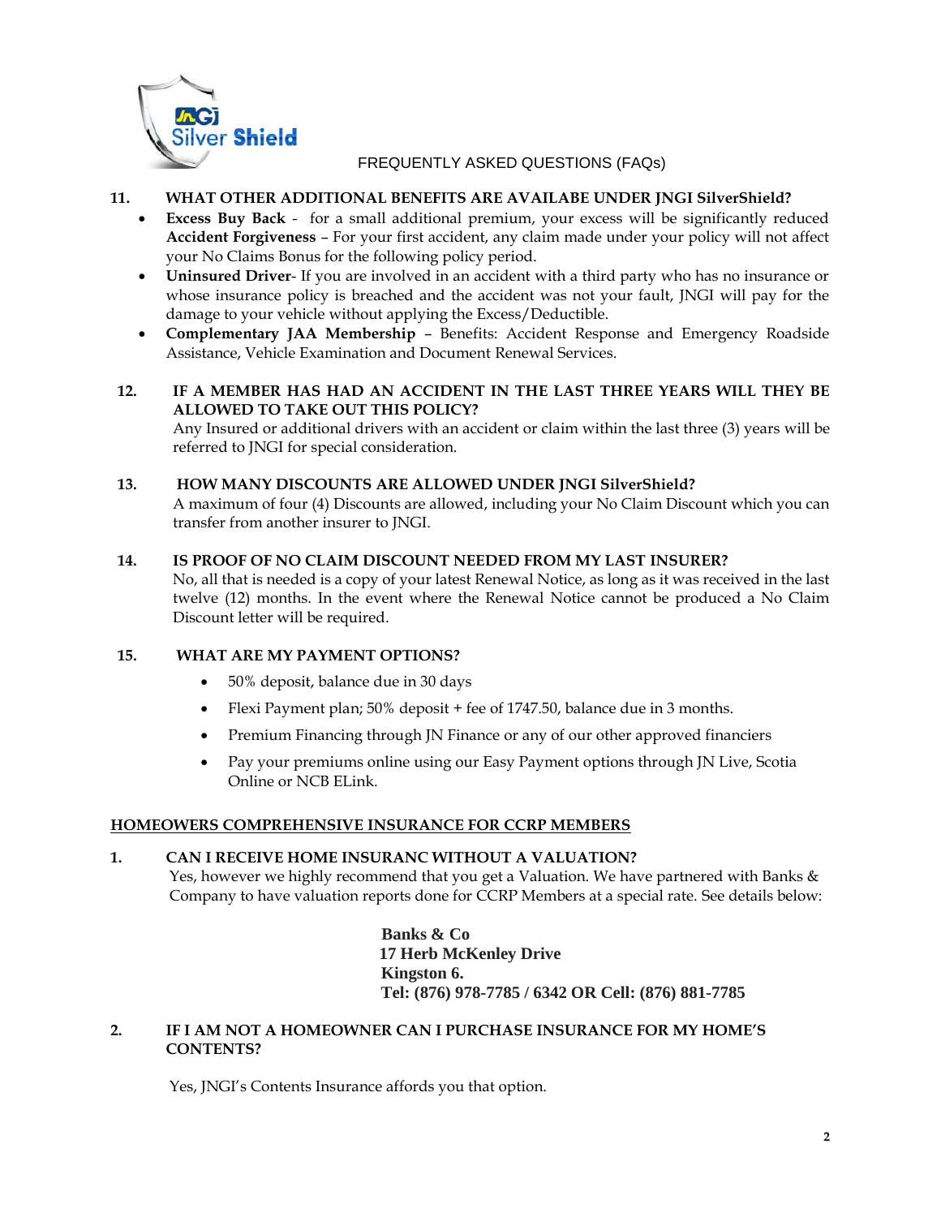FREQUENTLY ASKED QUESTIONS (FAQs)

**11. WHAT OTHER ADDITIONAL BENEFITS ARE AVAILABE UNDER JNGI SilverShield?**

- **Excess Buy Back** - for a small additional premium, your excess will be significantly reduced **Accident Forgiveness** – For your first accident, any claim made under your policy will not affect your No Claims Bonus for the following policy period.
- **Uninsured Driver**- If you are involved in an accident with a third party who has no insurance or whose insurance policy is breached and the accident was not your fault, JNGI will pay for the damage to your vehicle without applying the Excess/Deductible.
- **Complementary JAA Membership** – Benefits: Accident Response and Emergency Roadside Assistance, Vehicle Examination and Document Renewal Services.

**12. IF A MEMBER HAS HAD AN ACCIDENT IN THE LAST THREE YEARS WILL THEY BE ALLOWED TO TAKE OUT THIS POLICY?**

Any Insured or additional drivers with an accident or claim within the last three (3) years will be referred to JNGI for special consideration.

**13. HOW MANY DISCOUNTS ARE ALLOWED UNDER JNGI SilverShield?**

A maximum of four (4) Discounts are allowed, including your No Claim Discount which you can transfer from another insurer to JNGI.

**14. IS PROOF OF NO CLAIM DISCOUNT NEEDED FROM MY LAST INSURER?**

No, all that is needed is a copy of your latest Renewal Notice, as long as it was received in the last twelve (12) months. In the event where the Renewal Notice cannot be produced a No Claim Discount letter will be required.

**15. WHAT ARE MY PAYMENT OPTIONS?**

- 50% deposit, balance due in 30 days
- Flexi Payment plan; 50% deposit + fee of 1747.50, balance due in 3 months.
- Premium Financing through JN Finance or any of our other approved financiers
- Pay your premiums online using our Easy Payment options through JN Live, Scotia Online or NCB ELink.

## HOMEOWERS COMPREHENSIVE INSURANCE FOR CCRP MEMBERS

**1. CAN I RECEIVE HOME INSURANC WITHOUT A VALUATION?**

Yes, however we highly recommend that you get a Valuation. We have partnered with Banks & Company to have valuation reports done for CCRP Members at a special rate. See details below:

**Banks & Co**
**17 Herb McKenley Drive**
**Kingston 6.**
**Tel: (876) 978-7785 / 6342 OR Cell: (876) 881-7785**

**2. IF I AM NOT A HOMEOWNER CAN I PURCHASE INSURANCE FOR MY HOME'S CONTENTS?**

Yes, JNGI's Contents Insurance affords you that option.